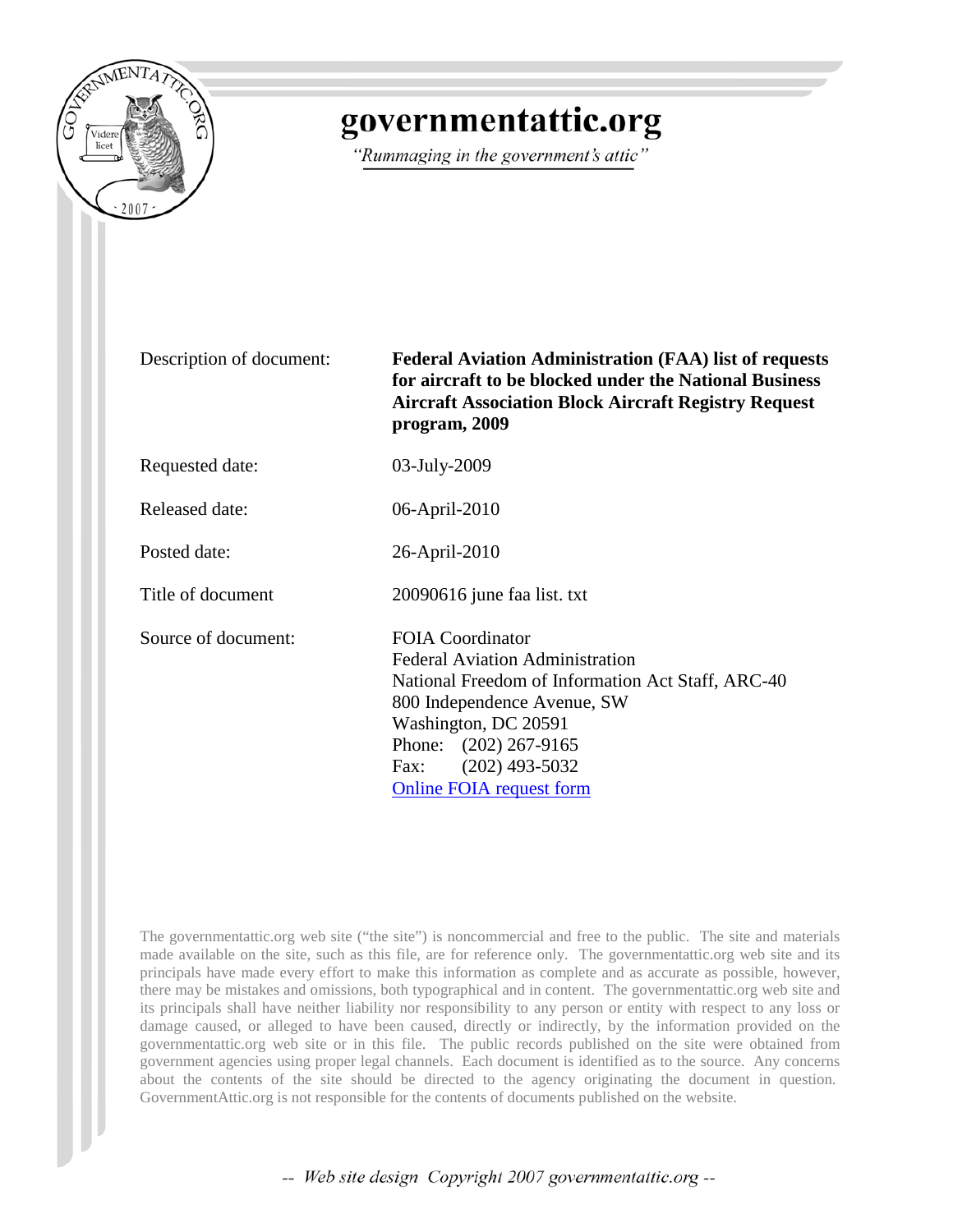# governmentattic.org

*"Rummaging in the government's attic"*

| | |
|---|---|
| Description of document: | **Federal Aviation Administration (FAA) list of requests for aircraft to be blocked under the National Business Aircraft Association Block Aircraft Registry Request program, 2009** |
| Requested date: | 03-July-2009 |
| Released date: | 06-April-2010 |
| Posted date: | 26-April-2010 |
| Title of document | 20090616 june faa list. txt |
| Source of document: | FOIA Coordinator<br>Federal Aviation Administration<br>National Freedom of Information Act Staff, ARC-40<br>800 Independence Avenue, SW<br>Washington, DC 20591<br>Phone: (202) 267-9165<br>Fax: (202) 493-5032<br>Online FOIA request form |

The governmentattic.org web site ("the site") is noncommercial and free to the public. The site and materials made available on the site, such as this file, are for reference only. The governmentattic.org web site and its principals have made every effort to make this information as complete and as accurate as possible, however, there may be mistakes and omissions, both typographical and in content. The governmentattic.org web site and its principals shall have neither liability nor responsibility to any person or entity with respect to any loss or damage caused, or alleged to have been caused, directly or indirectly, by the information provided on the governmentattic.org web site or in this file. The public records published on the site were obtained from government agencies using proper legal channels. Each document is identified as to the source. Any concerns about the contents of the site should be directed to the agency originating the document in question. GovernmentAttic.org is not responsible for the contents of documents published on the website.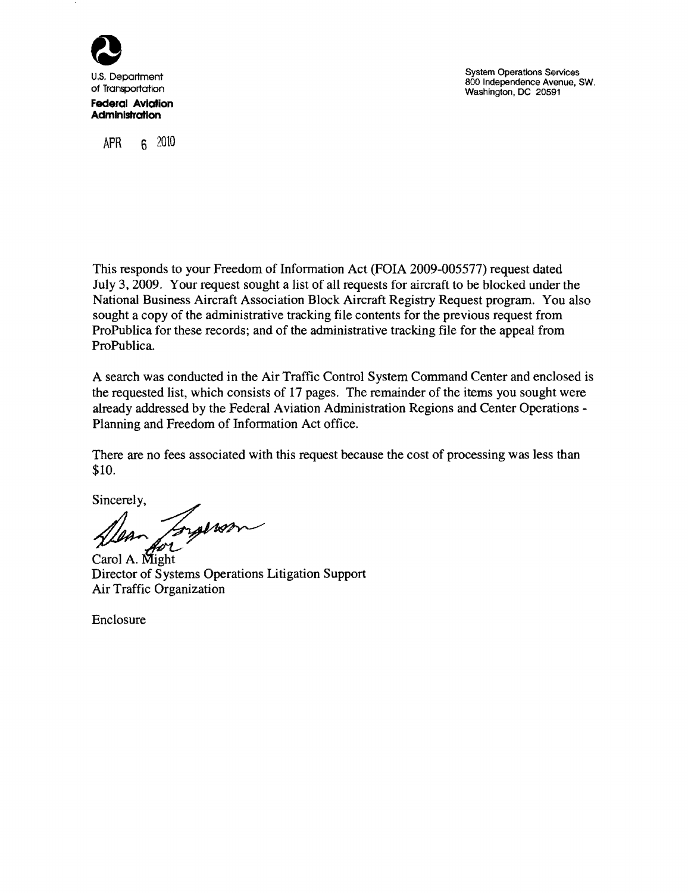U.S. Department of Transportation
**Federal Aviation Administration**

System Operations Services
800 Independence Avenue, SW.
Washington, DC 20591

APR 6 2010

This responds to your Freedom of Information Act (FOIA 2009-005577) request dated July 3, 2009. Your request sought a list of all requests for aircraft to be blocked under the National Business Aircraft Association Block Aircraft Registry Request program. You also sought a copy of the administrative tracking file contents for the previous request from ProPublica for these records; and of the administrative tracking file for the appeal from ProPublica.

A search was conducted in the Air Traffic Control System Command Center and enclosed is the requested list, which consists of 17 pages. The remainder of the items you sought were already addressed by the Federal Aviation Administration Regions and Center Operations - Planning and Freedom of Information Act office.

There are no fees associated with this request because the cost of processing was less than $10.

Sincerely,

Carol A. Might
Director of Systems Operations Litigation Support
Air Traffic Organization

Enclosure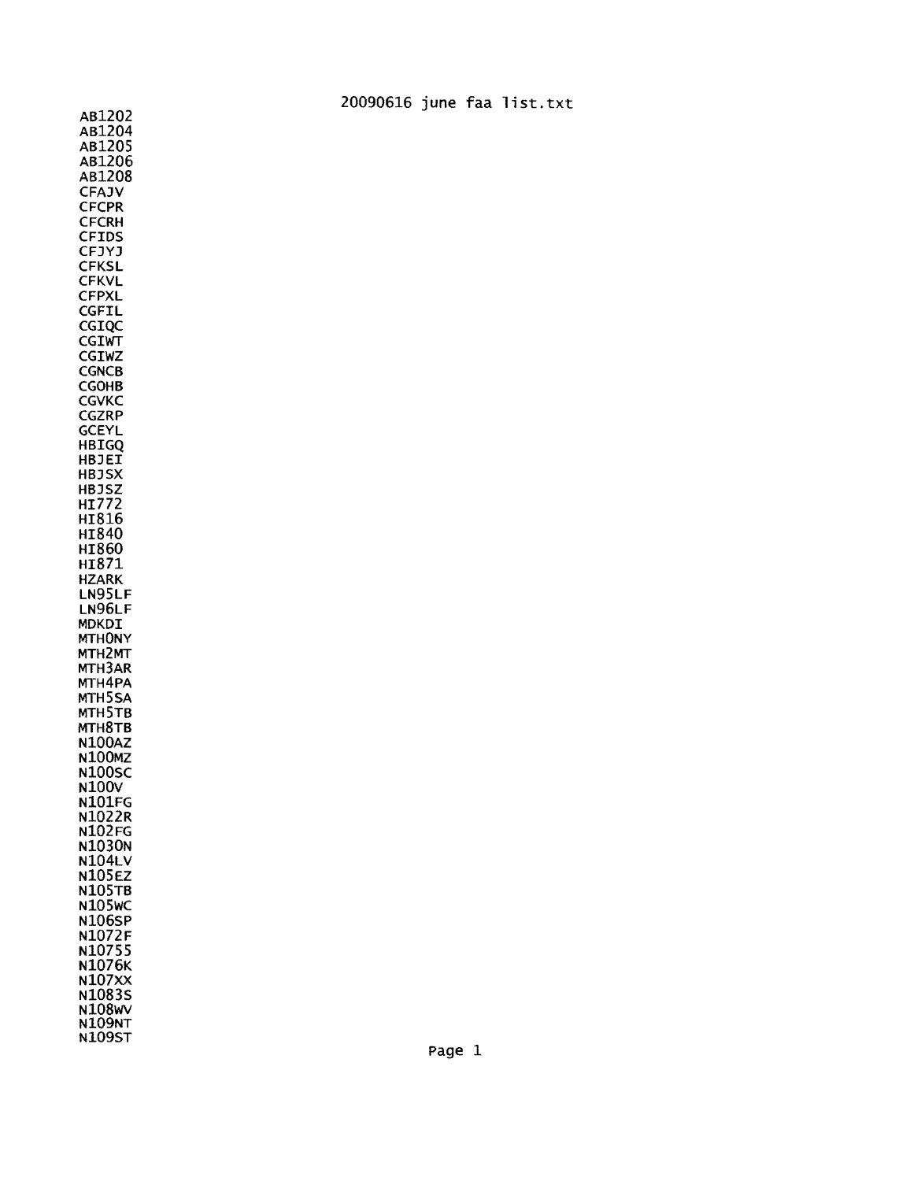20090616 june faa list.txt

AB1202
AB1204
AB1205
AB1206
AB1208
CFAJV
CFCPR
CFCRH
CFIDS
CFJYJ
CFKSL
CFKVL
CFPXL
CGFIL
CGIQC
CGIWT
CGIWZ
CGNCB
CGOHB
CGVKC
CGZRP
GCEYL
HBIGQ
HBJEI
HBJSX
HBJSZ
HI772
HI816
HI840
HI860
HI871
HZARK
LN95LF
LN96LF
MDKDI
MTH0NY
MTH2MT
MTH3AR
MTH4PA
MTH5SA
MTH5TB
MTH8TB
N100AZ
N100MZ
N100SC
N100V
N101FG
N1022R
N102FG
N1030N
N104LV
N105EZ
N105TB
N105WC
N106SP
N1072F
N10755
N1076K
N107XX
N1083S
N108WV
N109NT
N109ST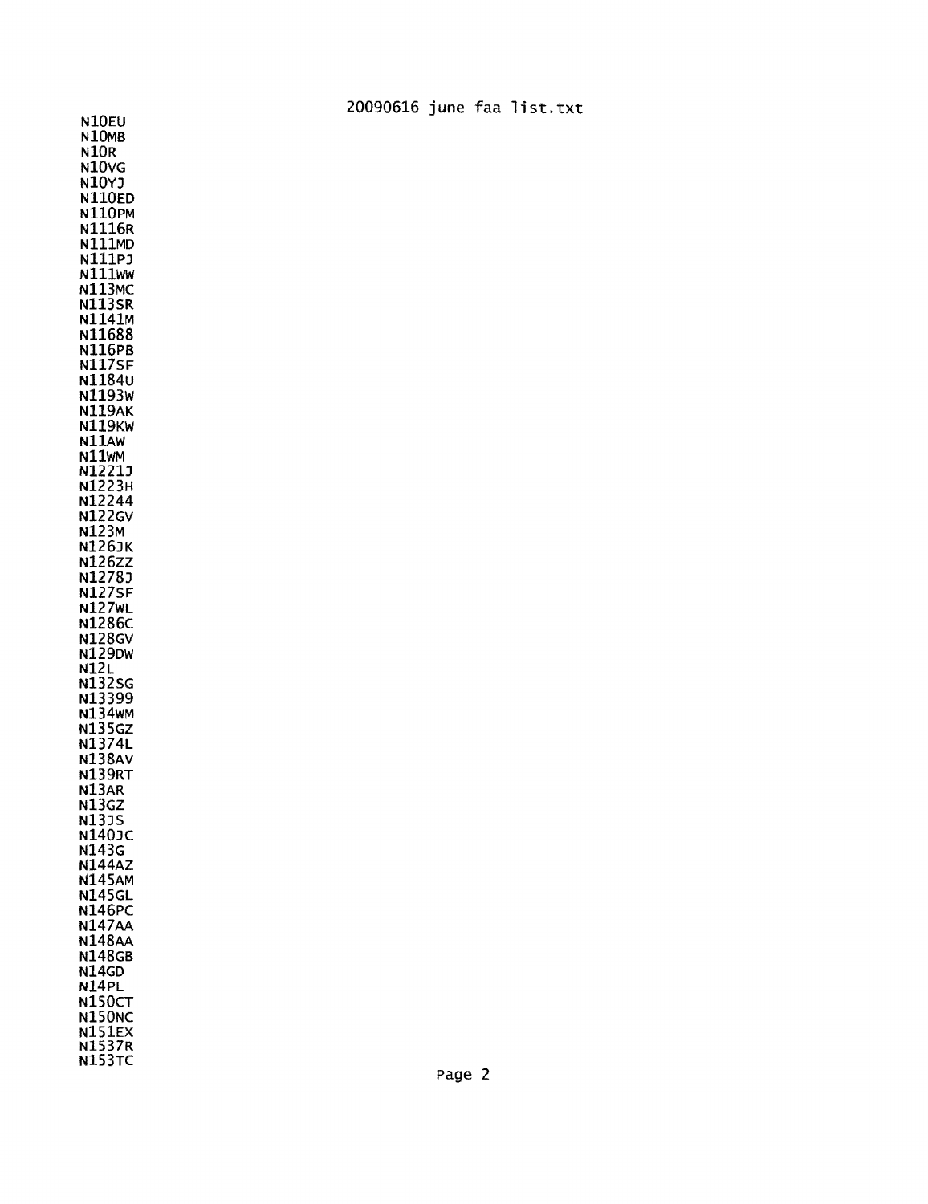N10EU
N10MB
N10R
N10VG
N10YJ
N110ED
N110PM
N1116R
N111MD
N111PJ
N111WW
N113MC
N113SR
N1141M
N11688
N116PB
N117SF
N1184U
N1193W
N119AK
N119KW
N11AW
N11WM
N1221J
N1223H
N12244
N122GV
N123M
N126JK
N126ZZ
N1278J
N127SF
N127WL
N1286C
N128GV
N129DW
N12L
N132SG
N13399
N134WM
N135GZ
N1374L
N138AV
N139RT
N13AR
N13GZ
N13JS
N140JC
N143G
N144AZ
N145AM
N145GL
N146PC
N147AA
N148AA
N148GB
N14GD
N14PL
N150CT
N150NC
N151EX
N1537R
N153TC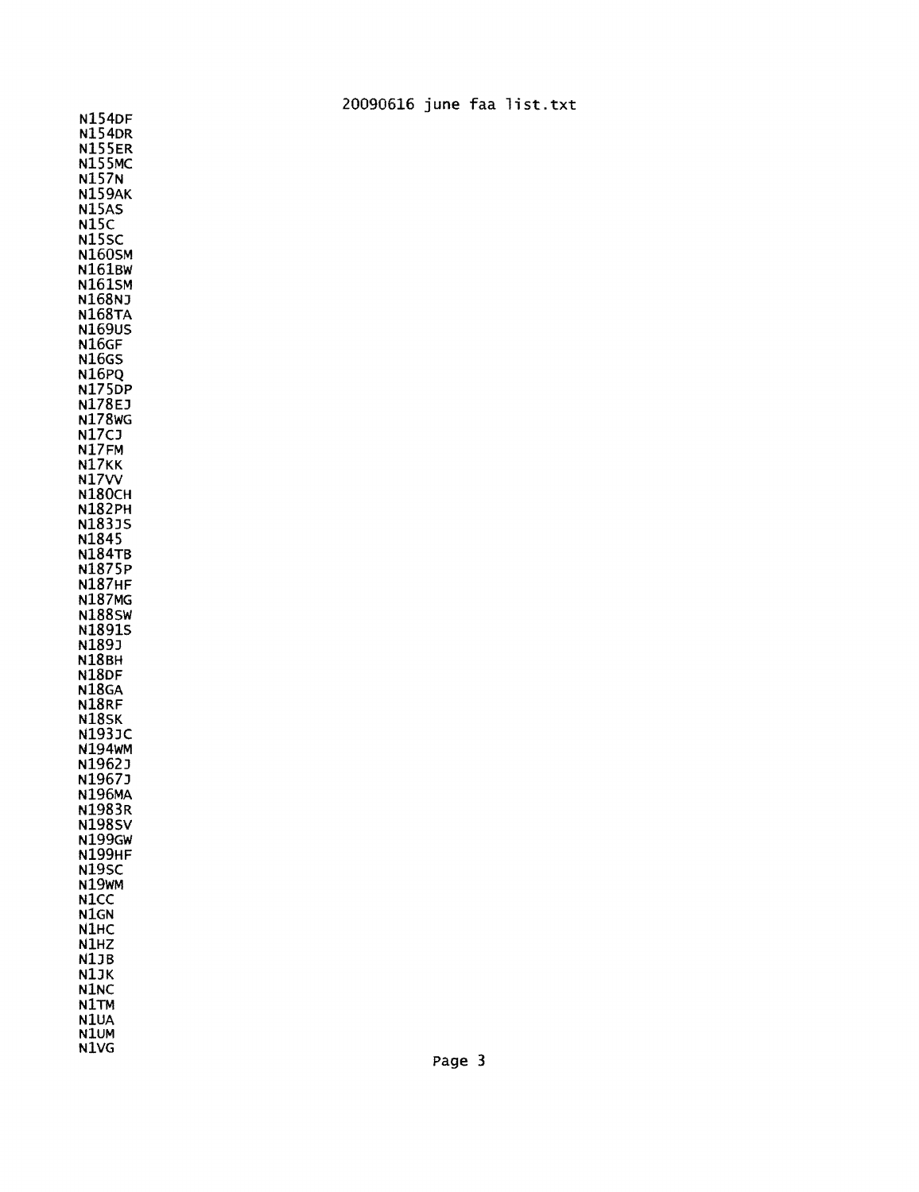N154DF
N154DR
N155ER
N155MC
N157N
N159AK
N15AS
N15C
N15SC
N160SM
N161BW
N161SM
N168NJ
N168TA
N169US
N16GF
N16GS
N16PQ
N175DP
N178EJ
N178WG
N17CJ
N17FM
N17KK
N17VV
N180CH
N182PH
N183JS
N1845
N184TB
N1875P
N187HF
N187MG
N188SW
N1891S
N189J
N18BH
N18DF
N18GA
N18RF
N18SK
N193JC
N194WM
N1962J
N1967J
N196MA
N1983R
N198SV
N199GW
N199HF
N19SC
N19WM
N1CC
N1GN
N1HC
N1HZ
N1JB
N1JK
N1NC
N1TM
N1UA
N1UM
N1VG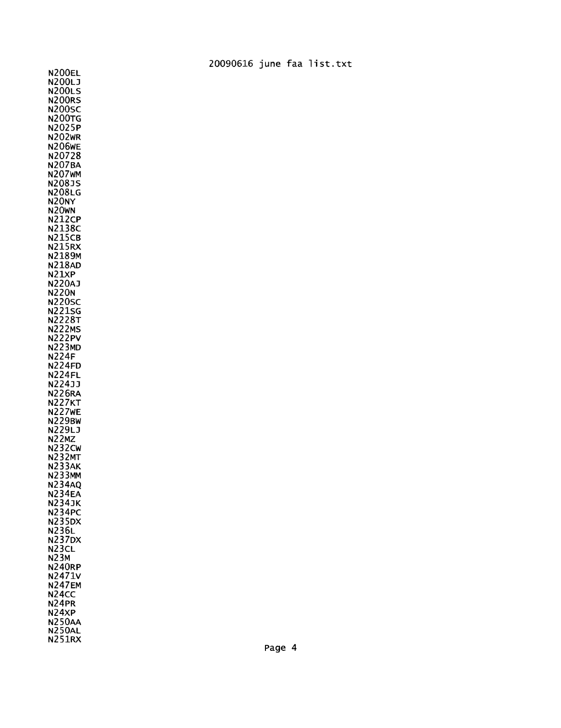N200EL
N200LJ
N200LS
N200RS
N200SC
N200TG
N2025P
N202WR
N206WE
N20728
N207BA
N207WM
N208JS
N208LG
N20NY
N20WN
N212CP
N2138C
N215CB
N215RX
N2189M
N218AD
N21XP
N220AJ
N220N
N220SC
N221SG
N2228T
N222MS
N222PV
N223MD
N224F
N224FD
N224FL
N224JJ
N226RA
N227KT
N227WE
N229BW
N229LJ
N22MZ
N232CW
N232MT
N233AK
N233MM
N234AQ
N234EA
N234JK
N234PC
N235DX
N236L
N237DX
N23CL
N23M
N240RP
N2471V
N247EM
N24CC
N24PR
N24XP
N250AA
N250AL
N251RX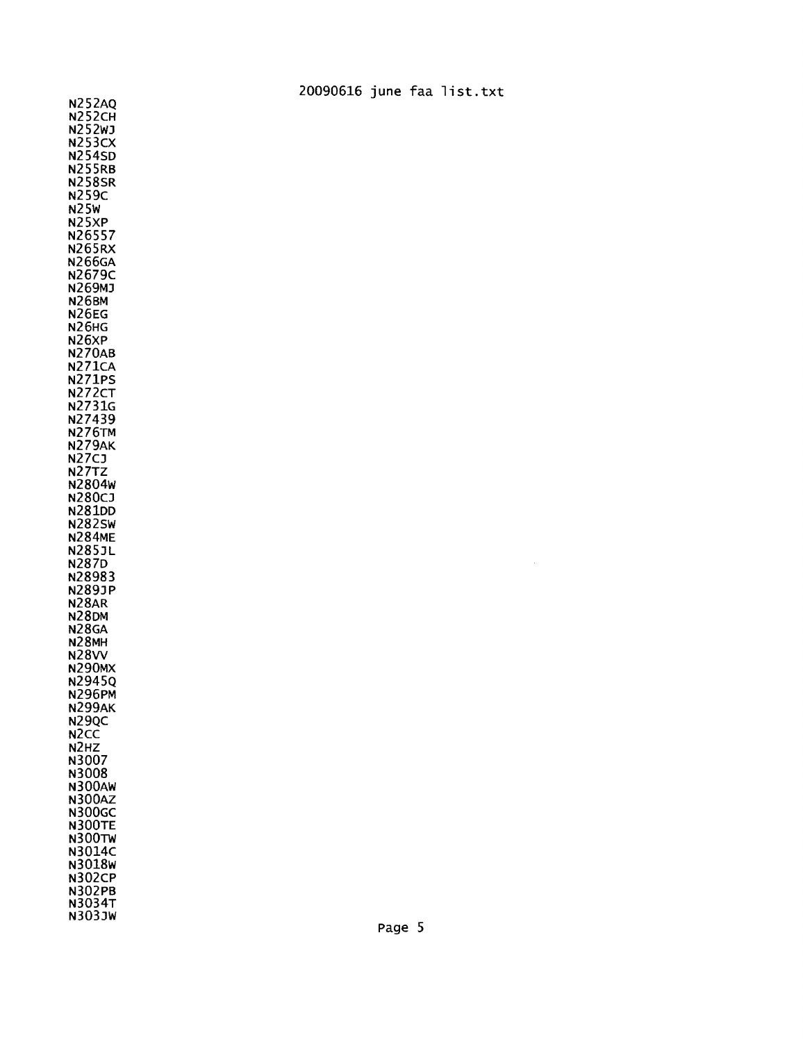N252AQ
N252CH
N252WJ
N253CX
N254SD
N255RB
N258SR
N259C
N25W
N25XP
N26557
N265RX
N266GA
N2679C
N269MJ
N26BM
N26EG
N26HG
N26XP
N270AB
N271CA
N271PS
N272CT
N2731G
N27439
N276TM
N279AK
N27CJ
N27TZ
N2804W
N280CJ
N281DD
N282SW
N284ME
N285JL
N287D
N28983
N289JP
N28AR
N28DM
N28GA
N28MH
N28VV
N290MX
N2945Q
N296PM
N299AK
N29QC
N2CC
N2HZ
N3007
N3008
N300AW
N300AZ
N300GC
N300TE
N300TW
N3014C
N3018W
N302CP
N302PB
N3034T
N303JW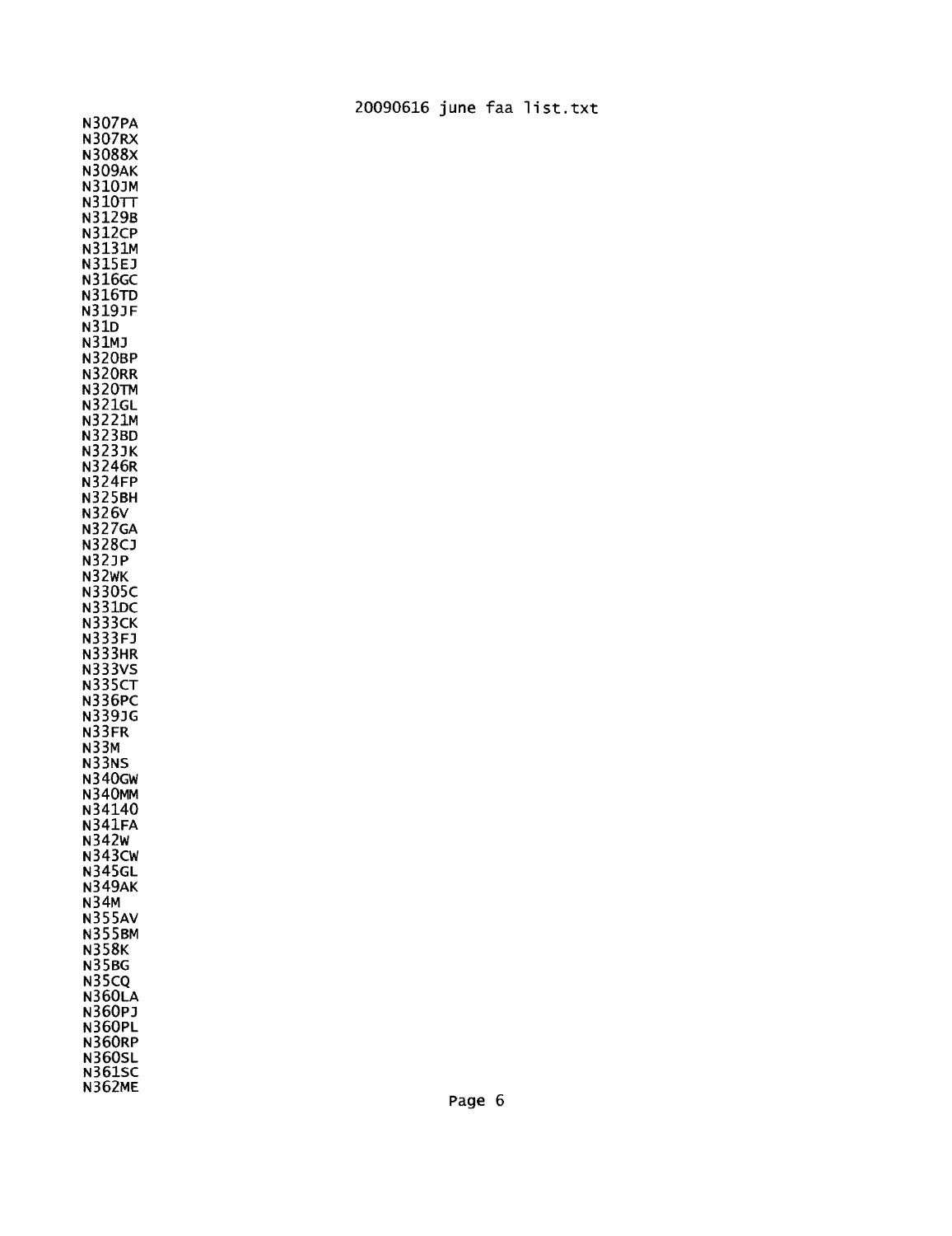N307PA
N307RX
N3088X
N309AK
N310JM
N310TT
N3129B
N312CP
N3131M
N315EJ
N316GC
N316TD
N319JF
N31D
N31MJ
N320BP
N320RR
N320TM
N321GL
N3221M
N323BD
N323JK
N3246R
N324FP
N325BH
N326V
N327GA
N328CJ
N32JP
N32WK
N3305C
N331DC
N333CK
N333FJ
N333HR
N333VS
N335CT
N336PC
N339JG
N33FR
N33M
N33NS
N340GW
N340MM
N34140
N341FA
N342W
N343CW
N345GL
N349AK
N34M
N355AV
N355BM
N358K
N35BG
N35CQ
N360LA
N360PJ
N360PL
N360RP
N360SL
N361SC
N362ME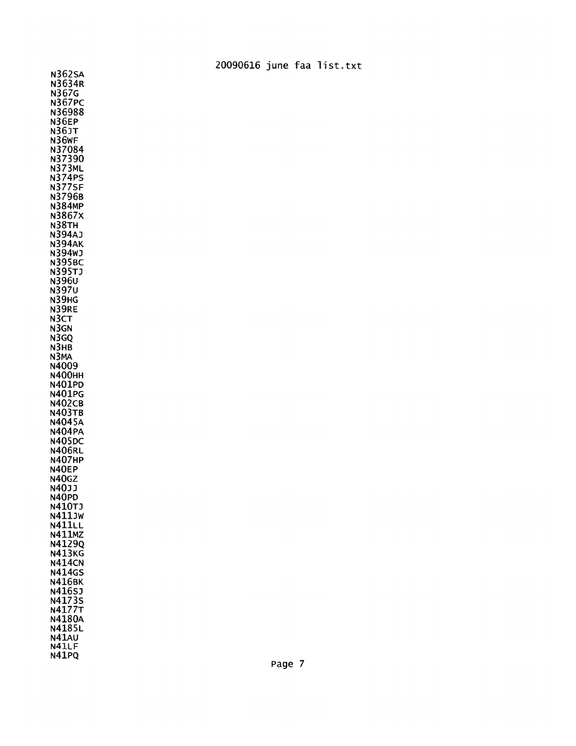N362SA
N3634R
N367G
N367PC
N36988
N36EP
N36JT
N36WF
N37084
N37390
N373ML
N374PS
N377SF
N3796B
N384MP
N3867X
N38TH
N394AJ
N394AK
N394WJ
N395BC
N395TJ
N396U
N397U
N39HG
N39RE
N3CT
N3GN
N3GQ
N3HB
N3MA
N4009
N400HH
N401PD
N401PG
N402CB
N403TB
N4045A
N404PA
N405DC
N406RL
N407HP
N40EP
N40GZ
N40JJ
N40PD
N410TJ
N411JW
N411LL
N411MZ
N4129Q
N413KG
N414CN
N414GS
N416BK
N416SJ
N4173S
N4177T
N4180A
N4185L
N41AU
N41LF
N41PQ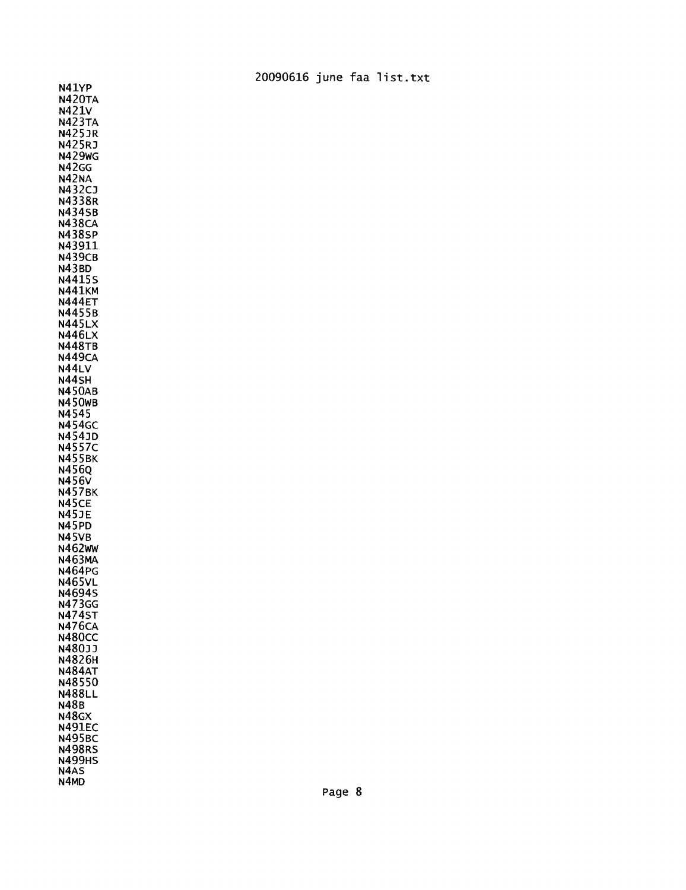N41YP
N420TA
N421V
N423TA
N425JR
N425RJ
N429WG
N42GG
N42NA
N432CJ
N4338R
N434SB
N438CA
N438SP
N43911
N439CB
N43BD
N4415S
N441KM
N444ET
N4455B
N445LX
N446LX
N448TB
N449CA
N44LV
N44SH
N450AB
N450WB
N4545
N454GC
N454JD
N4557C
N455BK
N456Q
N456V
N457BK
N45CE
N45JE
N45PD
N45VB
N462WW
N463MA
N464PG
N465VL
N4694S
N473GG
N474ST
N476CA
N480CC
N480JJ
N4826H
N484AT
N48550
N488LL
N48B
N48GX
N491EC
N495BC
N498RS
N499HS
N4AS
N4MD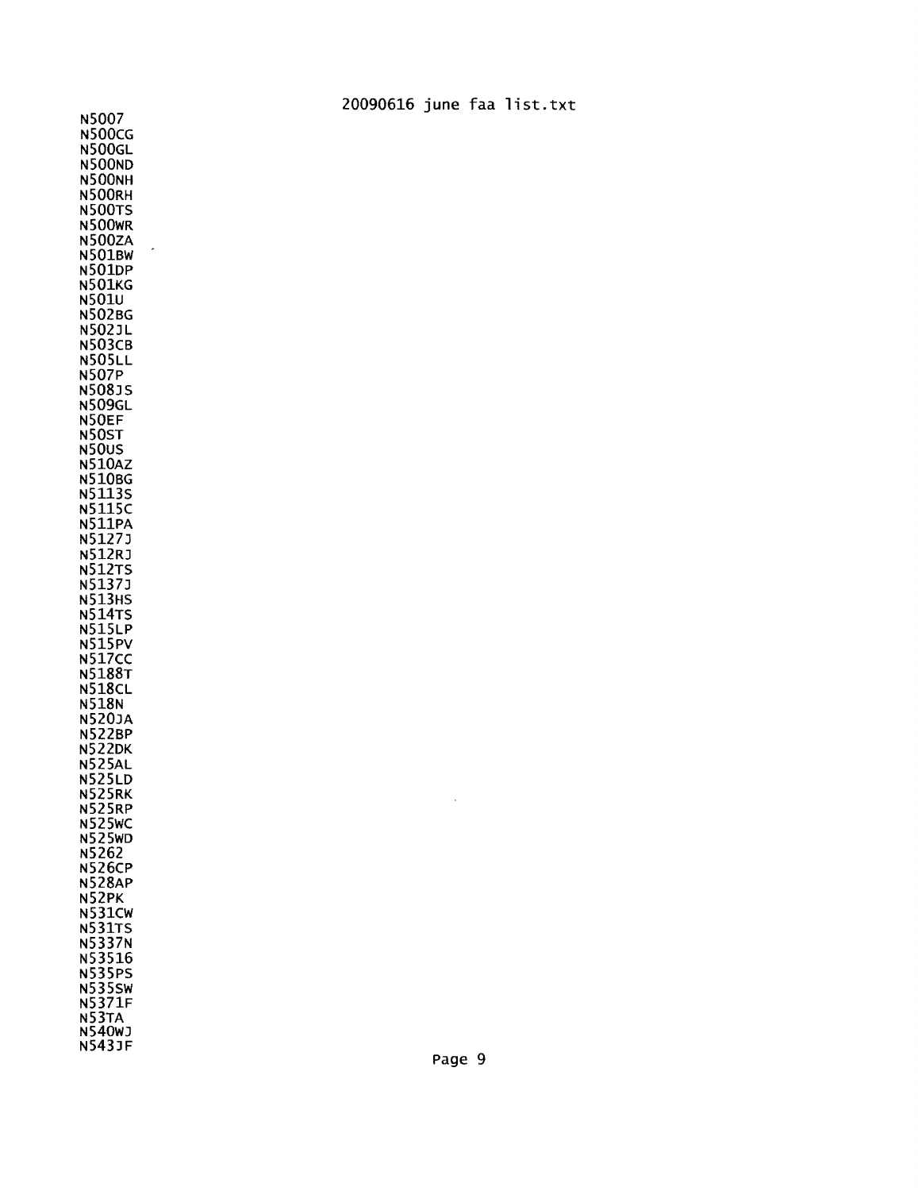N5007
N500CG
N500GL
N500ND
N500NH
N500RH
N500TS
N500WR
N500ZA
N501BW
N501DP
N501KG
N501U
N502BG
N502JL
N503CB
N505LL
N507P
N508JS
N509GL
N50EF
N50ST
N50US
N510AZ
N510BG
N5113S
N5115C
N511PA
N5127J
N512RJ
N512TS
N5137J
N513HS
N514TS
N515LP
N515PV
N517CC
N5188T
N518CL
N518N
N520JA
N522BP
N522DK
N525AL
N525LD
N525RK
N525RP
N525WC
N525WD
N5262
N526CP
N528AP
N52PK
N531CW
N531TS
N5337N
N53516
N535PS
N535SW
N5371F
N53TA
N540WJ
N543JF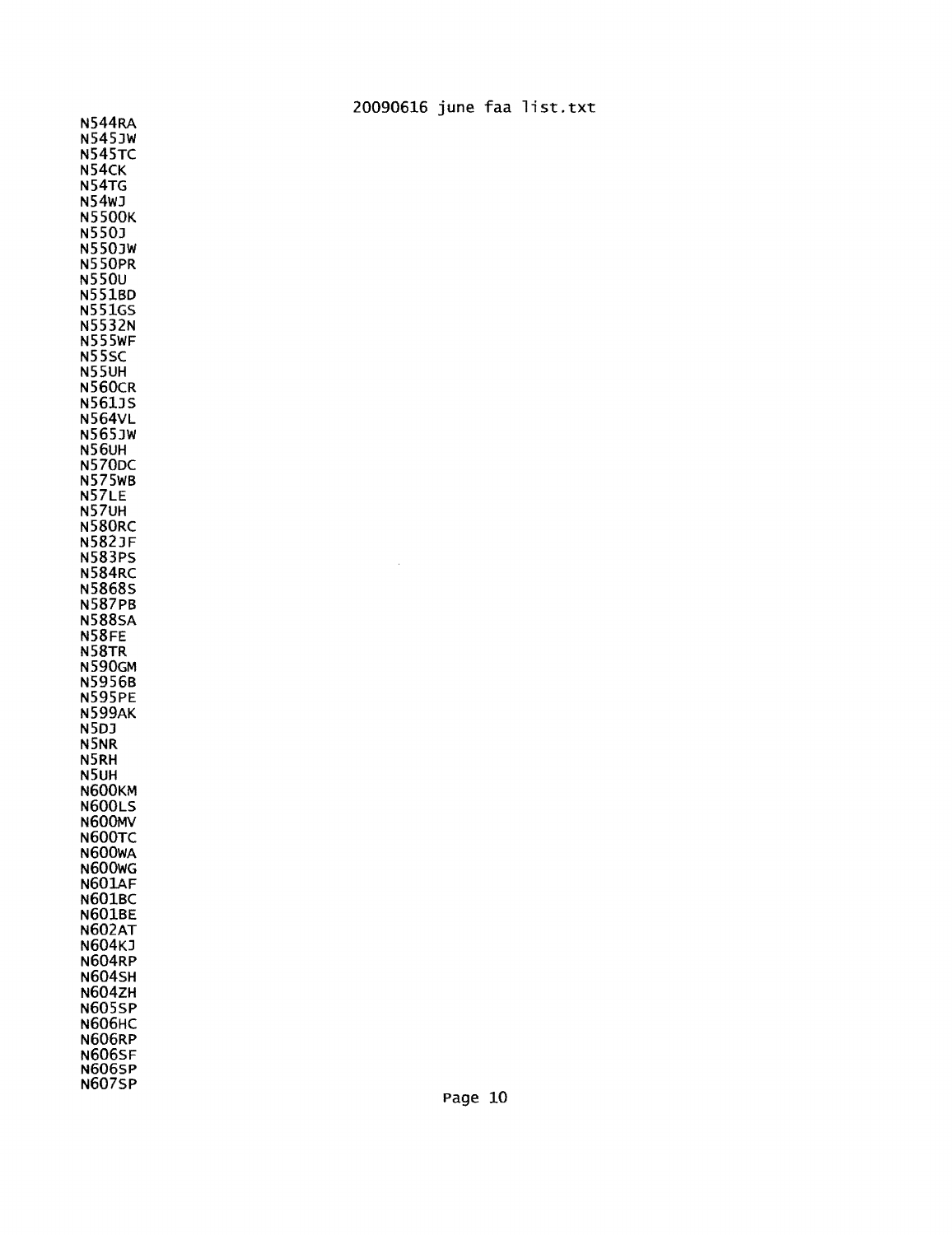N544RA
N545JW
N545TC
N54CK
N54TG
N54WJ
N5500K
N550J
N550JW
N550PR
N550U
N551BD
N551GS
N5532N
N555WF
N55SC
N55UH
N560CR
N561JS
N564VL
N565JW
N56UH
N570DC
N575WB
N57LE
N57UH
N580RC
N582JF
N583PS
N584RC
N5868S
N587PB
N588SA
N58FE
N58TR
N590GM
N5956B
N595PE
N599AK
N5DJ
N5NR
N5RH
N5UH
N600KM
N600LS
N600MV
N600TC
N600WA
N600WG
N601AF
N601BC
N601BE
N602AT
N604KJ
N604RP
N604SH
N604ZH
N605SP
N606HC
N606RP
N606SF
N606SP
N607SP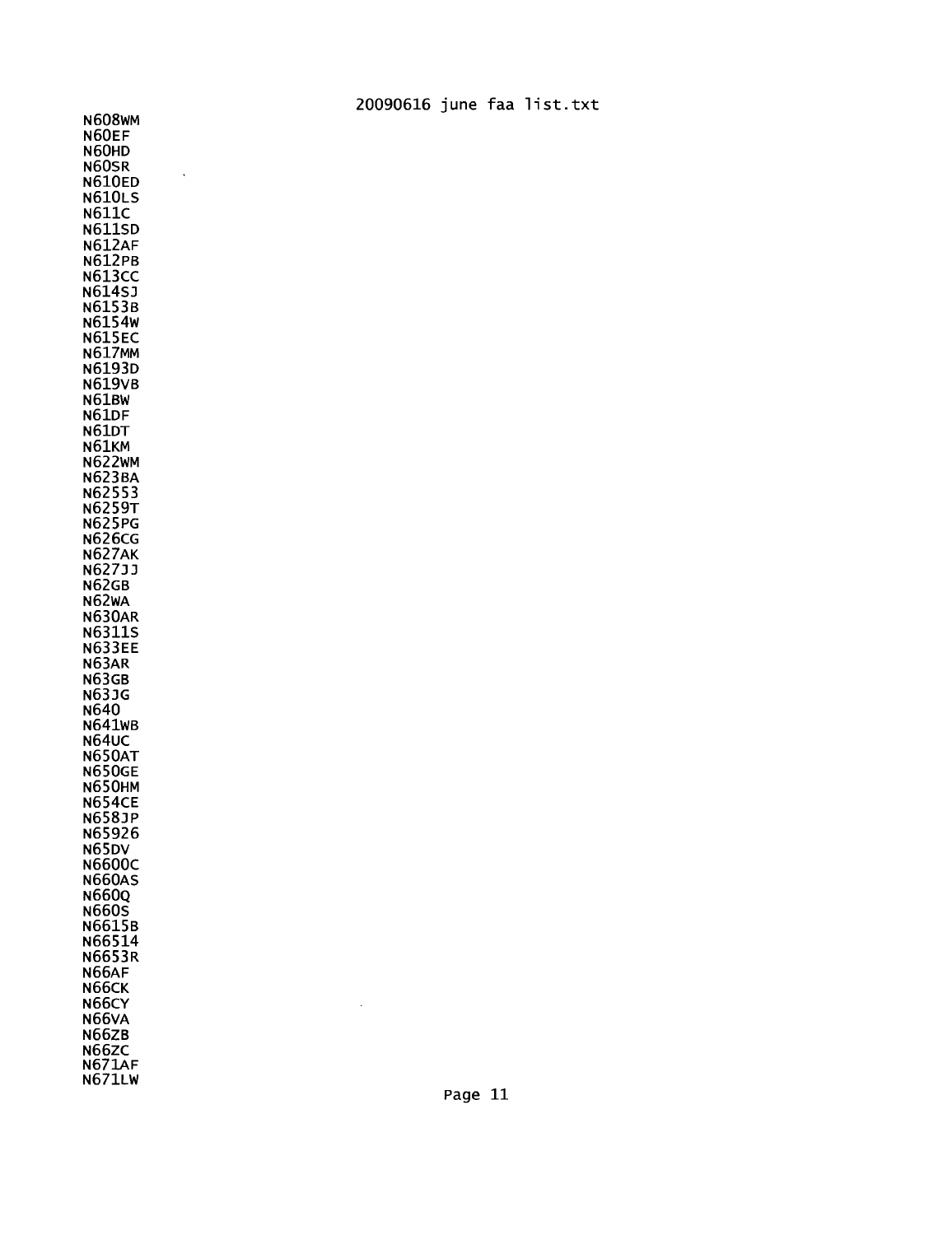N608WM
N60EF
N60HD
N60SR
N610ED
N610LS
N611C
N611SD
N612AF
N612PB
N613CC
N614SJ
N6153B
N6154W
N615EC
N617MM
N6193D
N619VB
N61BW
N61DF
N61DT
N61KM
N622WM
N623BA
N62553
N6259T
N625PG
N626CG
N627AK
N627JJ
N62GB
N62WA
N630AR
N6311S
N633EE
N63AR
N63GB
N63JG
N640
N641WB
N64UC
N650AT
N650GE
N650HM
N654CE
N658JP
N65926
N65DV
N6600C
N660AS
N660Q
N660S
N6615B
N66514
N6653R
N66AF
N66CK
N66CY
N66VA
N66ZB
N66ZC
N671AF
N671LW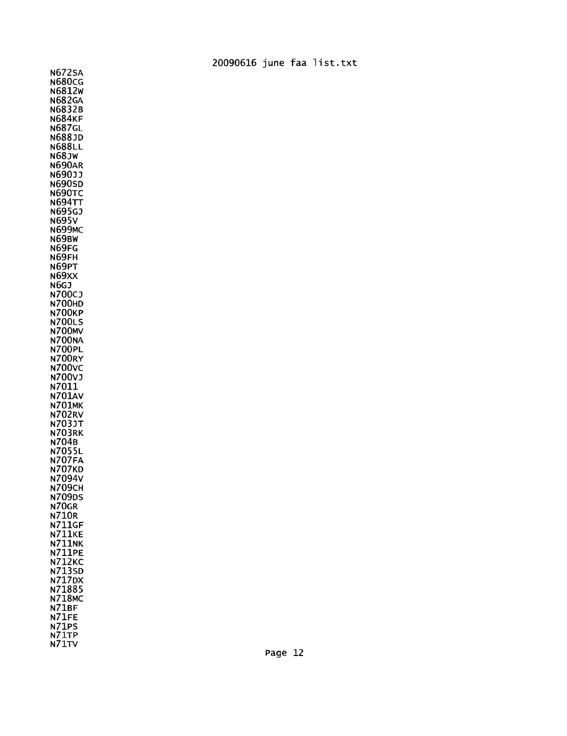N672SA
N680CG
N6812W
N682GA
N6832B
N684KF
N687GL
N688JD
N688LL
N68JW
N690AR
N690JJ
N690SD
N690TC
N694TT
N695GJ
N695V
N699MC
N69BW
N69FG
N69FH
N69PT
N69XX
N6GJ
N700CJ
N700HD
N700KP
N700LS
N700MV
N700NA
N700PL
N700RY
N700VC
N700VJ
N7011
N701AV
N701MK
N702RV
N703JT
N703RK
N704B
N7055L
N707FA
N707KD
N7094V
N709CH
N709DS
N70GR
N710R
N711GF
N711KE
N711NK
N711PE
N712KC
N713SD
N717DX
N71885
N718MC
N71BF
N71FE
N71PS
N71TP
N71TV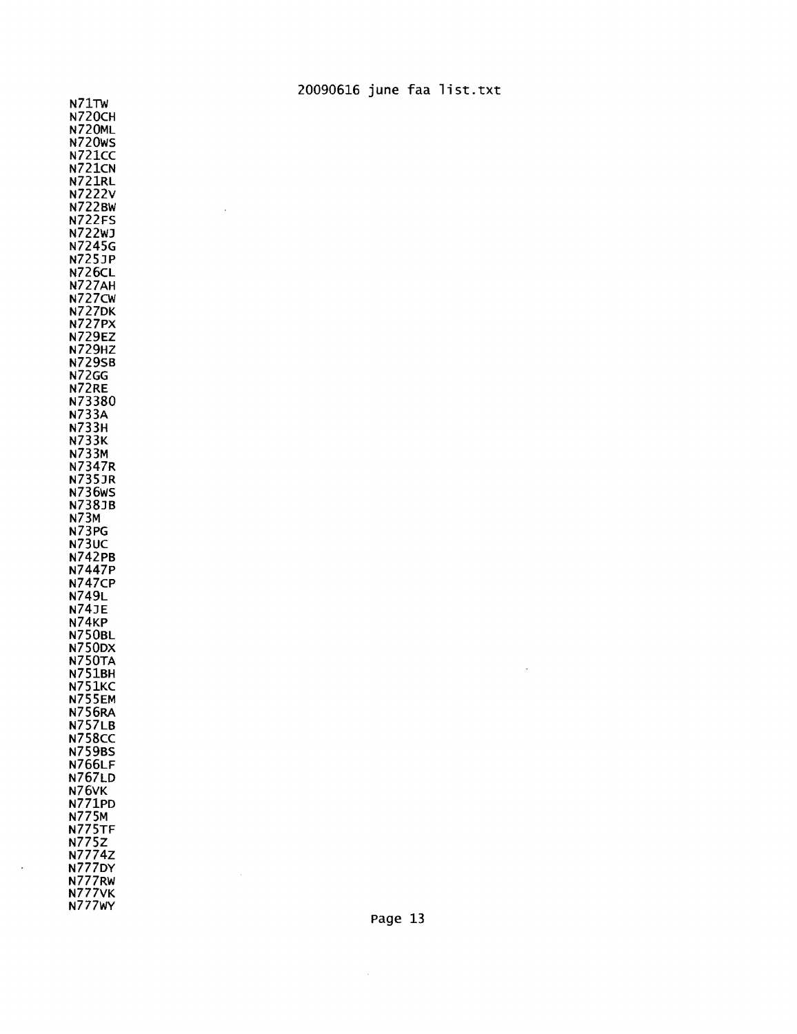N71TW
N720CH
N720ML
N720WS
N721CC
N721CN
N721RL
N7222V
N722BW
N722FS
N722WJ
N7245G
N725JP
N726CL
N727AH
N727CW
N727DK
N727PX
N729EZ
N729HZ
N729SB
N72GG
N72RE
N73380
N733A
N733H
N733K
N733M
N7347R
N735JR
N736WS
N738JB
N73M
N73PG
N73UC
N742PB
N7447P
N747CP
N749L
N74JE
N74KP
N750BL
N750DX
N750TA
N751BH
N751KC
N755EM
N756RA
N757LB
N758CC
N759BS
N766LF
N767LD
N76VK
N771PD
N775M
N775TF
N775Z
N7774Z
N777DY
N777RW
N777VK
N777WY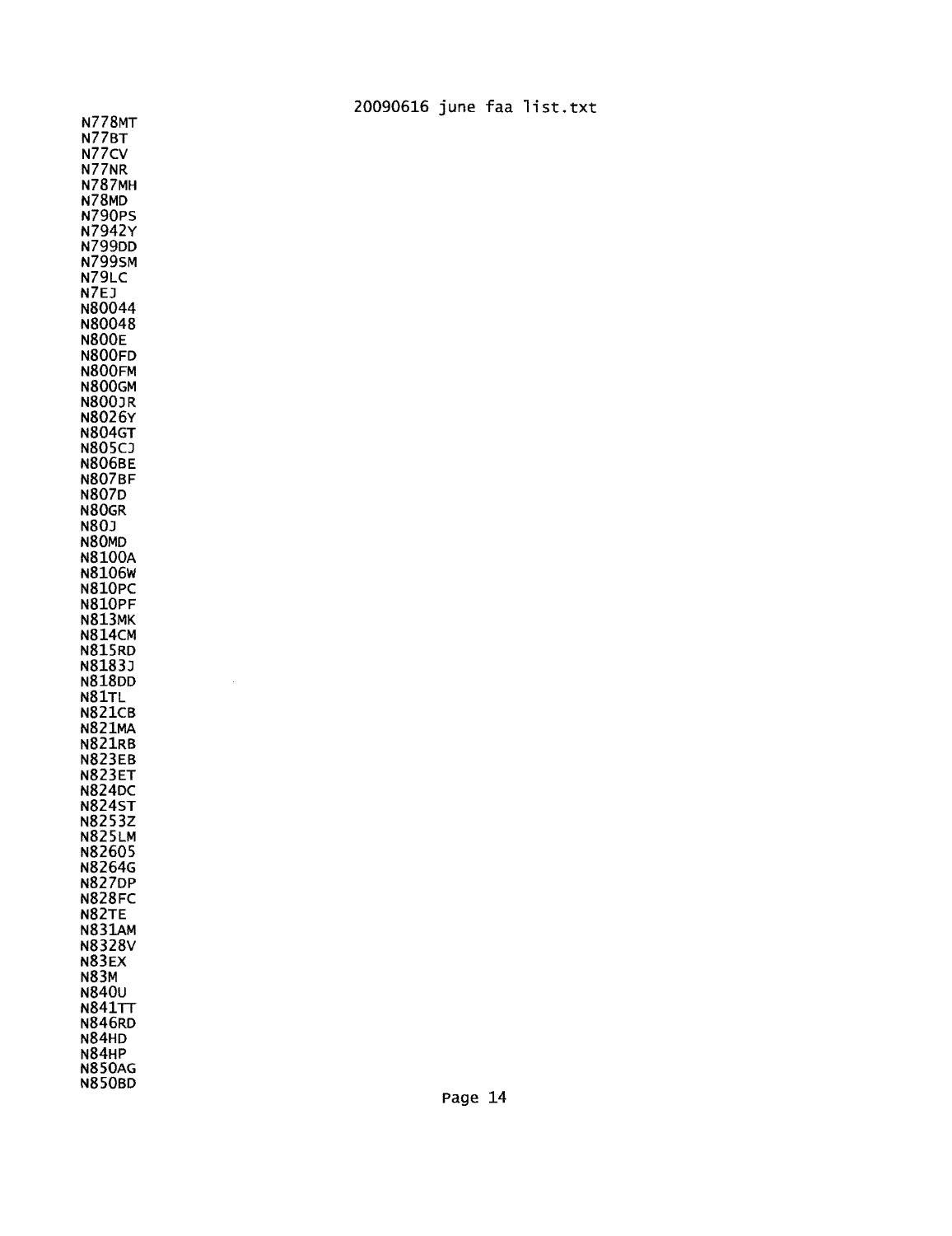N778MT
N77BT
N77CV
N77NR
N787MH
N78MD
N790PS
N7942Y
N799DD
N799SM
N79LC
N7EJ
N80044
N80048
N800E
N800FD
N800FM
N800GM
N800JR
N8026Y
N804GT
N805CJ
N806BE
N807BF
N807D
N80GR
N80J
N80MD
N8100A
N8106W
N810PC
N810PF
N813MK
N814CM
N815RD
N8183J
N818DD
N81TL
N821CB
N821MA
N821RB
N823EB
N823ET
N824DC
N824ST
N8253Z
N825LM
N82605
N8264G
N827DP
N828FC
N82TE
N831AM
N8328V
N83EX
N83M
N840U
N841TT
N846RD
N84HD
N84HP
N850AG
N850BD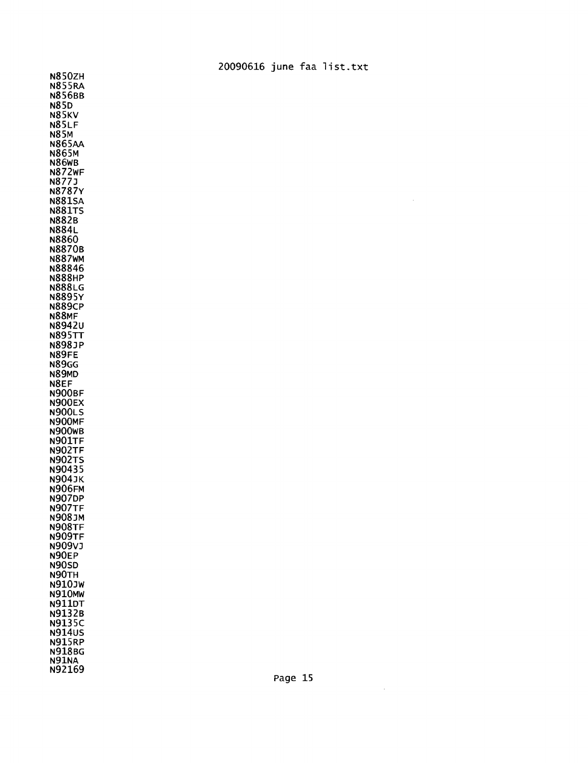N850ZH
N855RA
N856BB
N85D
N85KV
N85LF
N85M
N865AA
N865M
N86WB
N872WF
N877J
N8787Y
N881SA
N881TS
N882B
N884L
N8860
N8870B
N887WM
N88846
N888HP
N888LG
N8895Y
N889CP
N88MF
N8942U
N895TT
N898JP
N89FE
N89GG
N89MD
N8EF
N900BF
N900EX
N900LS
N900MF
N900WB
N901TF
N902TF
N902TS
N90435
N904JK
N906FM
N907DP
N907TF
N908JM
N908TF
N909TF
N909VJ
N90EP
N90SD
N90TH
N910JW
N910MW
N911DT
N9132B
N9135C
N914US
N915RP
N918BG
N91NA
N92169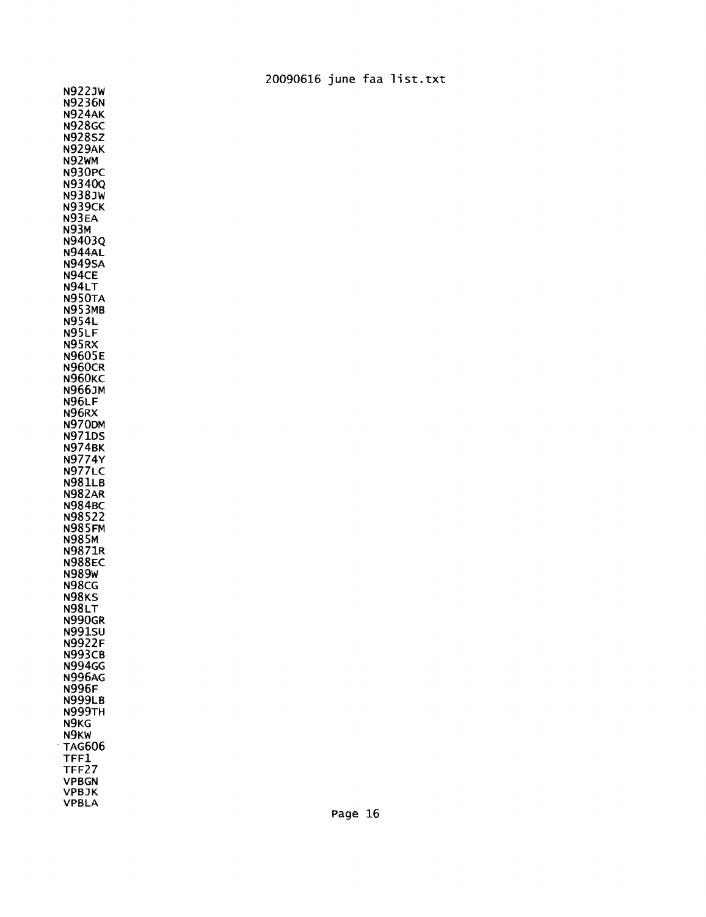N922JW
N9236N
N924AK
N928GC
N928SZ
N929AK
N92WM
N930PC
N9340Q
N938JW
N939CK
N93EA
N93M
N9403Q
N944AL
N949SA
N94CE
N94LT
N950TA
N953MB
N954L
N95LF
N95RX
N9605E
N960CR
N960KC
N966JM
N96LF
N96RX
N970DM
N971DS
N974BK
N9774Y
N977LC
N981LB
N982AR
N984BC
N98522
N985FM
N985M
N9871R
N988EC
N989W
N98CG
N98KS
N98LT
N990GR
N991SU
N9922F
N993CB
N994GG
N996AG
N996F
N999LB
N999TH
N9KG
N9KW
TAG606
TFF1
TFF27
VPBGN
VPBJK
VPBLA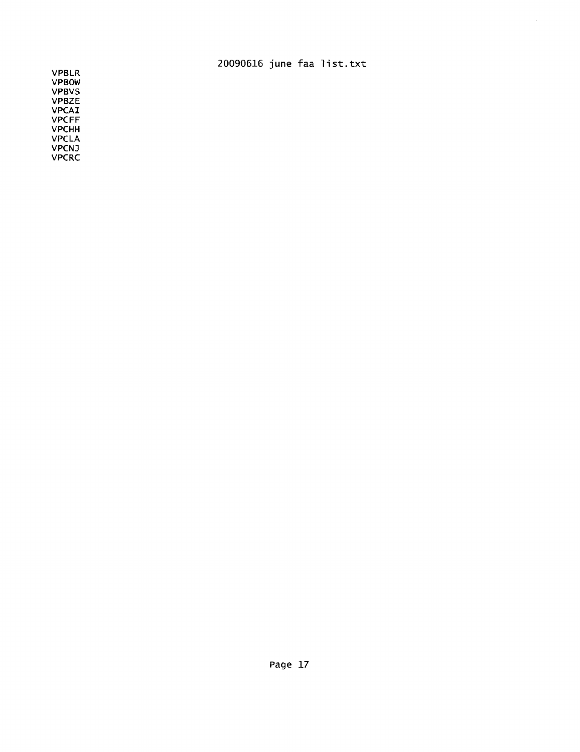VPBLR
VPBOW
VPBVS
VPBZE
VPCAI
VPCFF
VPCHH
VPCLA
VPCNJ
VPCRC